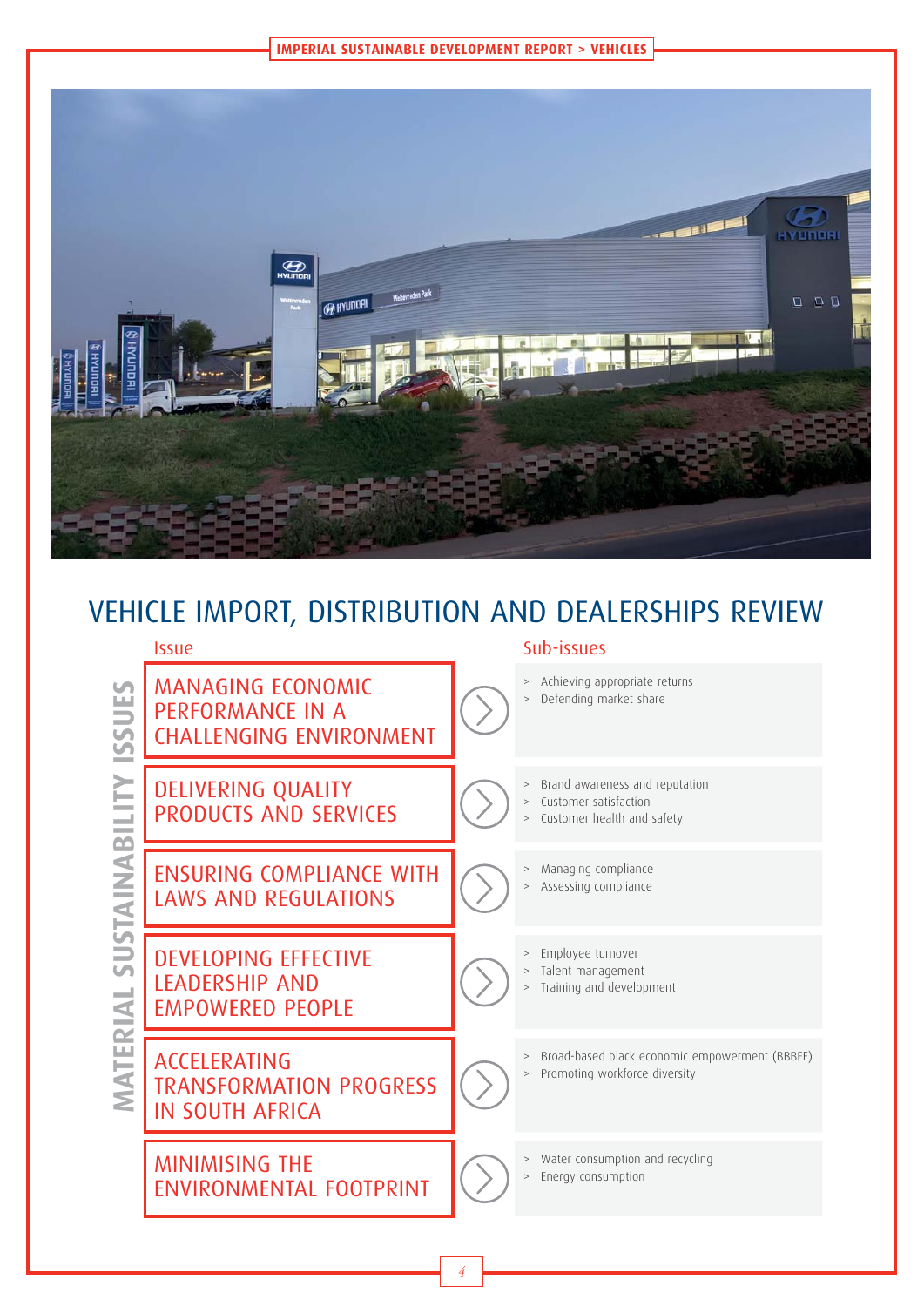# VEHICLE IMPORT, DISTRIBUTION AND DEALERSHIPS REVIEW

## MATERIAL SUSTAINABILITY ISSUES

| Issue | Sub-issues |
| --- | --- |
| MANAGING ECONOMIC PERFORMANCE IN A CHALLENGING ENVIRONMENT | > Achieving appropriate returns<br>> Defending market share |
| DELIVERING QUALITY PRODUCTS AND SERVICES | > Brand awareness and reputation<br>> Customer satisfaction<br>> Customer health and safety |
| ENSURING COMPLIANCE WITH LAWS AND REGULATIONS | > Managing compliance<br>> Assessing compliance |
| DEVELOPING EFFECTIVE LEADERSHIP AND EMPOWERED PEOPLE | > Employee turnover<br>> Talent management<br>> Training and development |
| ACCELERATING TRANSFORMATION PROGRESS IN SOUTH AFRICA | > Broad-based black economic empowerment (BBBEE)<br>> Promoting workforce diversity |
| MINIMISING THE ENVIRONMENTAL FOOTPRINT | > Water consumption and recycling<br>> Energy consumption |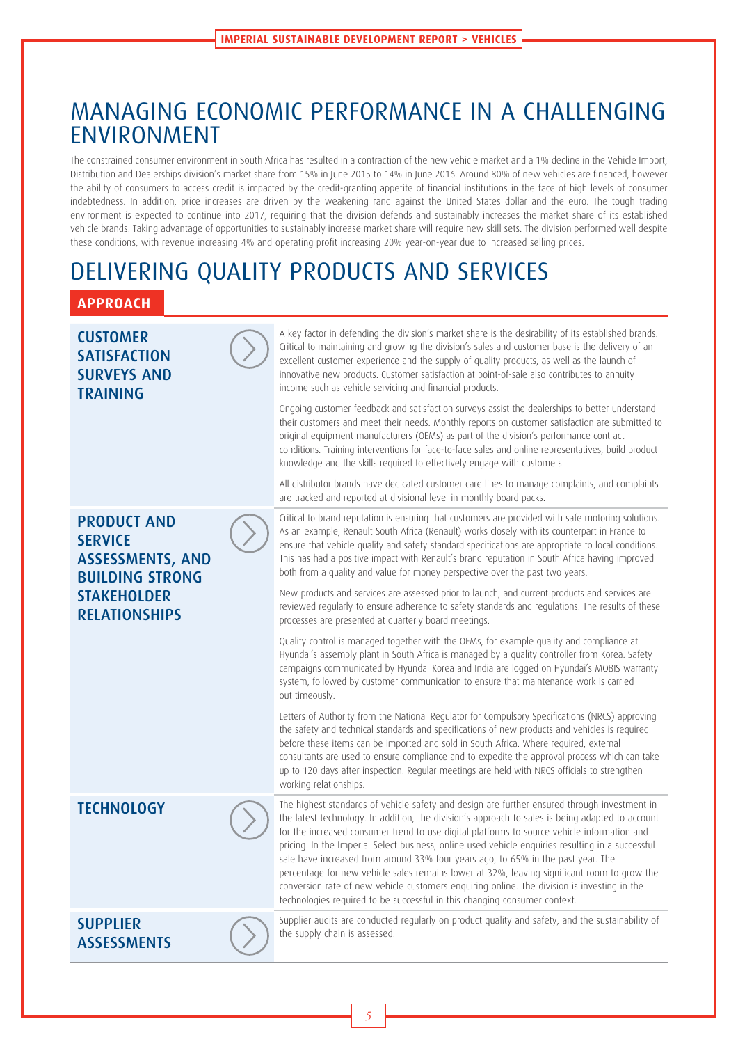# MANAGING ECONOMIC PERFORMANCE IN A CHALLENGING ENVIRONMENT

The constrained consumer environment in South Africa has resulted in a contraction of the new vehicle market and a 1% decline in the Vehicle Import, Distribution and Dealerships division's market share from 15% in June 2015 to 14% in June 2016. Around 80% of new vehicles are financed, however the ability of consumers to access credit is impacted by the credit-granting appetite of financial institutions in the face of high levels of consumer indebtedness. In addition, price increases are driven by the weakening rand against the United States dollar and the euro. The tough trading environment is expected to continue into 2017, requiring that the division defends and sustainably increases the market share of its established vehicle brands. Taking advantage of opportunities to sustainably increase market share will require new skill sets. The division performed well despite these conditions, with revenue increasing 4% and operating profit increasing 20% year-on-year due to increased selling prices.

# DELIVERING QUALITY PRODUCTS AND SERVICES

## APPROACH

### CUSTOMER SATISFACTION SURVEYS AND TRAINING

A key factor in defending the division's market share is the desirability of its established brands. Critical to maintaining and growing the division's sales and customer base is the delivery of an excellent customer experience and the supply of quality products, as well as the launch of innovative new products. Customer satisfaction at point-of-sale also contributes to annuity income such as vehicle servicing and financial products.

Ongoing customer feedback and satisfaction surveys assist the dealerships to better understand their customers and meet their needs. Monthly reports on customer satisfaction are submitted to original equipment manufacturers (OEMs) as part of the division's performance contract conditions. Training interventions for face-to-face sales and online representatives, build product knowledge and the skills required to effectively engage with customers.

All distributor brands have dedicated customer care lines to manage complaints, and complaints are tracked and reported at divisional level in monthly board packs.

### PRODUCT AND SERVICE ASSESSMENTS, AND BUILDING STRONG STAKEHOLDER RELATIONSHIPS

Critical to brand reputation is ensuring that customers are provided with safe motoring solutions. As an example, Renault South Africa (Renault) works closely with its counterpart in France to ensure that vehicle quality and safety standard specifications are appropriate to local conditions. This has had a positive impact with Renault's brand reputation in South Africa having improved both from a quality and value for money perspective over the past two years.

New products and services are assessed prior to launch, and current products and services are reviewed regularly to ensure adherence to safety standards and regulations. The results of these processes are presented at quarterly board meetings.

Quality control is managed together with the OEMs, for example quality and compliance at Hyundai's assembly plant in South Africa is managed by a quality controller from Korea. Safety campaigns communicated by Hyundai Korea and India are logged on Hyundai's MOBIS warranty system, followed by customer communication to ensure that maintenance work is carried out timeously.

Letters of Authority from the National Regulator for Compulsory Specifications (NRCS) approving the safety and technical standards and specifications of new products and vehicles is required before these items can be imported and sold in South Africa. Where required, external consultants are used to ensure compliance and to expedite the approval process which can take up to 120 days after inspection. Regular meetings are held with NRCS officials to strengthen working relationships.

### TECHNOLOGY

The highest standards of vehicle safety and design are further ensured through investment in the latest technology. In addition, the division's approach to sales is being adapted to account for the increased consumer trend to use digital platforms to source vehicle information and pricing. In the Imperial Select business, online used vehicle enquiries resulting in a successful sale have increased from around 33% four years ago, to 65% in the past year. The percentage for new vehicle sales remains lower at 32%, leaving significant room to grow the conversion rate of new vehicle customers enquiring online. The division is investing in the technologies required to be successful in this changing consumer context.

### SUPPLIER ASSESSMENTS

Supplier audits are conducted regularly on product quality and safety, and the sustainability of the supply chain is assessed.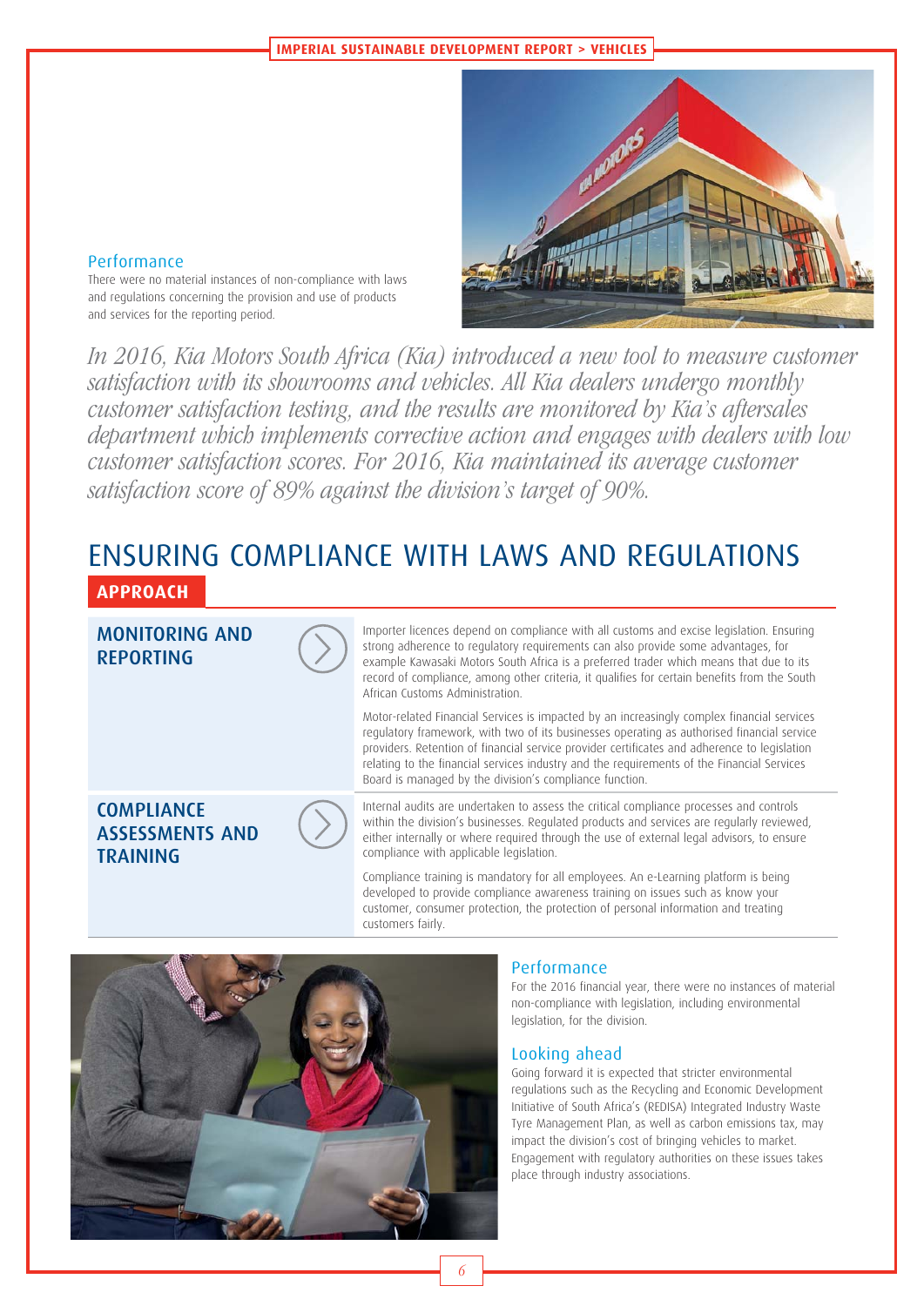### Performance

There were no material instances of non-compliance with laws and regulations concerning the provision and use of products and services for the reporting period.

*In 2016, Kia Motors South Africa (Kia) introduced a new tool to measure customer satisfaction with its showrooms and vehicles. All Kia dealers undergo monthly customer satisfaction testing, and the results are monitored by Kia's aftersales department which implements corrective action and engages with dealers with low customer satisfaction scores. For 2016, Kia maintained its average customer satisfaction score of 89% against the division's target of 90%.*

## ENSURING COMPLIANCE WITH LAWS AND REGULATIONS

### APPROACH

#### MONITORING AND REPORTING

Importer licences depend on compliance with all customs and excise legislation. Ensuring strong adherence to regulatory requirements can also provide some advantages, for example Kawasaki Motors South Africa is a preferred trader which means that due to its record of compliance, among other criteria, it qualifies for certain benefits from the South African Customs Administration.

Motor-related Financial Services is impacted by an increasingly complex financial services regulatory framework, with two of its businesses operating as authorised financial service providers. Retention of financial service provider certificates and adherence to legislation relating to the financial services industry and the requirements of the Financial Services Board is managed by the division's compliance function.

#### COMPLIANCE ASSESSMENTS AND TRAINING

Internal audits are undertaken to assess the critical compliance processes and controls within the division's businesses. Regulated products and services are regularly reviewed, either internally or where required through the use of external legal advisors, to ensure compliance with applicable legislation.

Compliance training is mandatory for all employees. An e-Learning platform is being developed to provide compliance awareness training on issues such as know your customer, consumer protection, the protection of personal information and treating customers fairly.

### Performance

For the 2016 financial year, there were no instances of material non-compliance with legislation, including environmental legislation, for the division.

### Looking ahead

Going forward it is expected that stricter environmental regulations such as the Recycling and Economic Development Initiative of South Africa's (REDISA) Integrated Industry Waste Tyre Management Plan, as well as carbon emissions tax, may impact the division's cost of bringing vehicles to market. Engagement with regulatory authorities on these issues takes place through industry associations.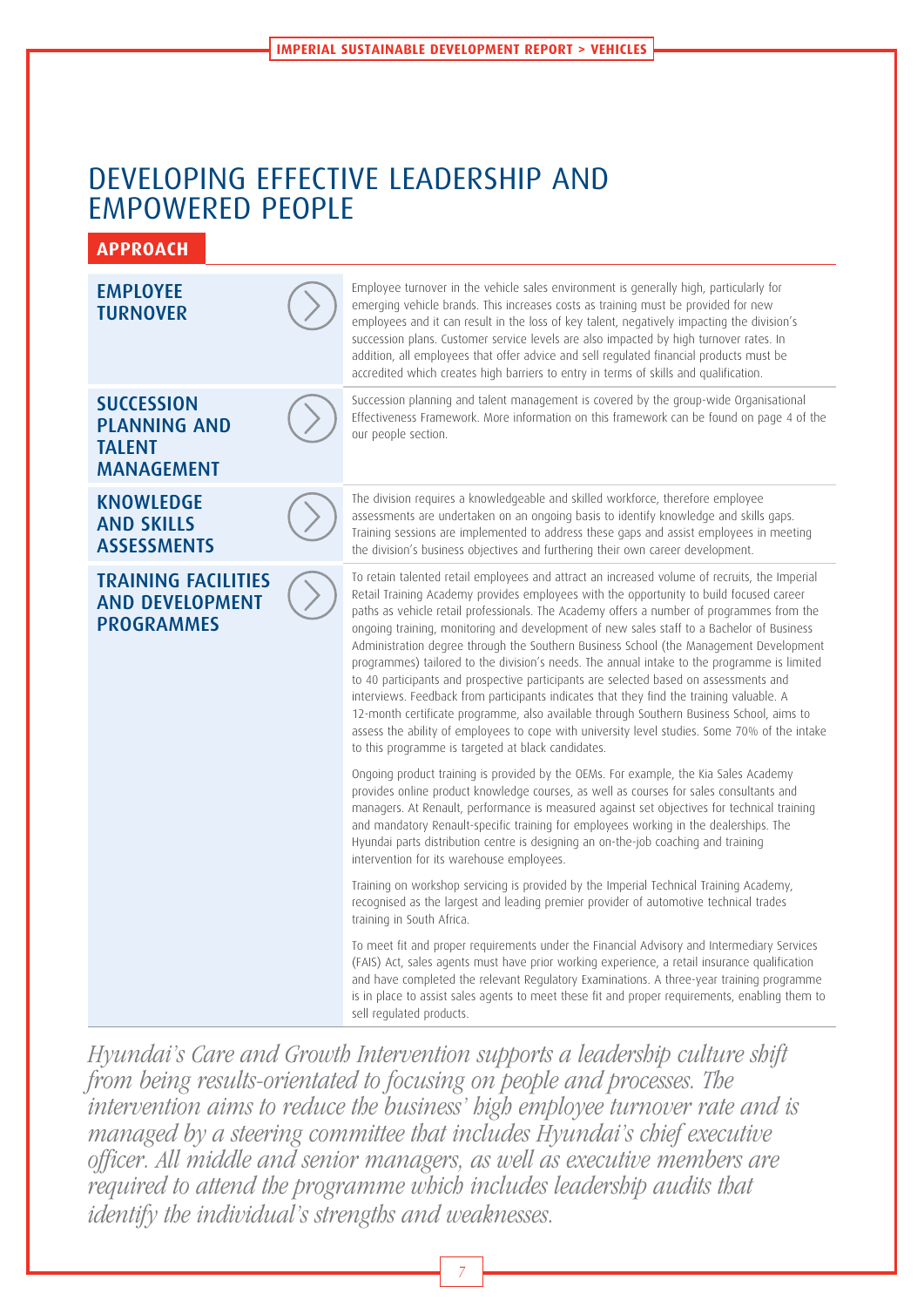# DEVELOPING EFFECTIVE LEADERSHIP AND EMPOWERED PEOPLE

## APPROACH

### EMPLOYEE TURNOVER

Employee turnover in the vehicle sales environment is generally high, particularly for emerging vehicle brands. This increases costs as training must be provided for new employees and it can result in the loss of key talent, negatively impacting the division's succession plans. Customer service levels are also impacted by high turnover rates. In addition, all employees that offer advice and sell regulated financial products must be accredited which creates high barriers to entry in terms of skills and qualification.

### SUCCESSION PLANNING AND TALENT MANAGEMENT

Succession planning and talent management is covered by the group-wide Organisational Effectiveness Framework. More information on this framework can be found on page 4 of the our people section.

### KNOWLEDGE AND SKILLS ASSESSMENTS

The division requires a knowledgeable and skilled workforce, therefore employee assessments are undertaken on an ongoing basis to identify knowledge and skills gaps. Training sessions are implemented to address these gaps and assist employees in meeting the division's business objectives and furthering their own career development.

### TRAINING FACILITIES AND DEVELOPMENT PROGRAMMES

To retain talented retail employees and attract an increased volume of recruits, the Imperial Retail Training Academy provides employees with the opportunity to build focused career paths as vehicle retail professionals. The Academy offers a number of programmes from the ongoing training, monitoring and development of new sales staff to a Bachelor of Business Administration degree through the Southern Business School (the Management Development programmes) tailored to the division's needs. The annual intake to the programme is limited to 40 participants and prospective participants are selected based on assessments and interviews. Feedback from participants indicates that they find the training valuable. A 12-month certificate programme, also available through Southern Business School, aims to assess the ability of employees to cope with university level studies. Some 70% of the intake to this programme is targeted at black candidates.

Ongoing product training is provided by the OEMs. For example, the Kia Sales Academy provides online product knowledge courses, as well as courses for sales consultants and managers. At Renault, performance is measured against set objectives for technical training and mandatory Renault-specific training for employees working in the dealerships. The Hyundai parts distribution centre is designing an on-the-job coaching and training intervention for its warehouse employees.

Training on workshop servicing is provided by the Imperial Technical Training Academy, recognised as the largest and leading premier provider of automotive technical trades training in South Africa.

To meet fit and proper requirements under the Financial Advisory and Intermediary Services (FAIS) Act, sales agents must have prior working experience, a retail insurance qualification and have completed the relevant Regulatory Examinations. A three-year training programme is in place to assist sales agents to meet these fit and proper requirements, enabling them to sell regulated products.

*Hyundai's Care and Growth Intervention supports a leadership culture shift from being results-orientated to focusing on people and processes. The intervention aims to reduce the business' high employee turnover rate and is managed by a steering committee that includes Hyundai's chief executive officer. All middle and senior managers, as well as executive members are required to attend the programme which includes leadership audits that identify the individual's strengths and weaknesses.*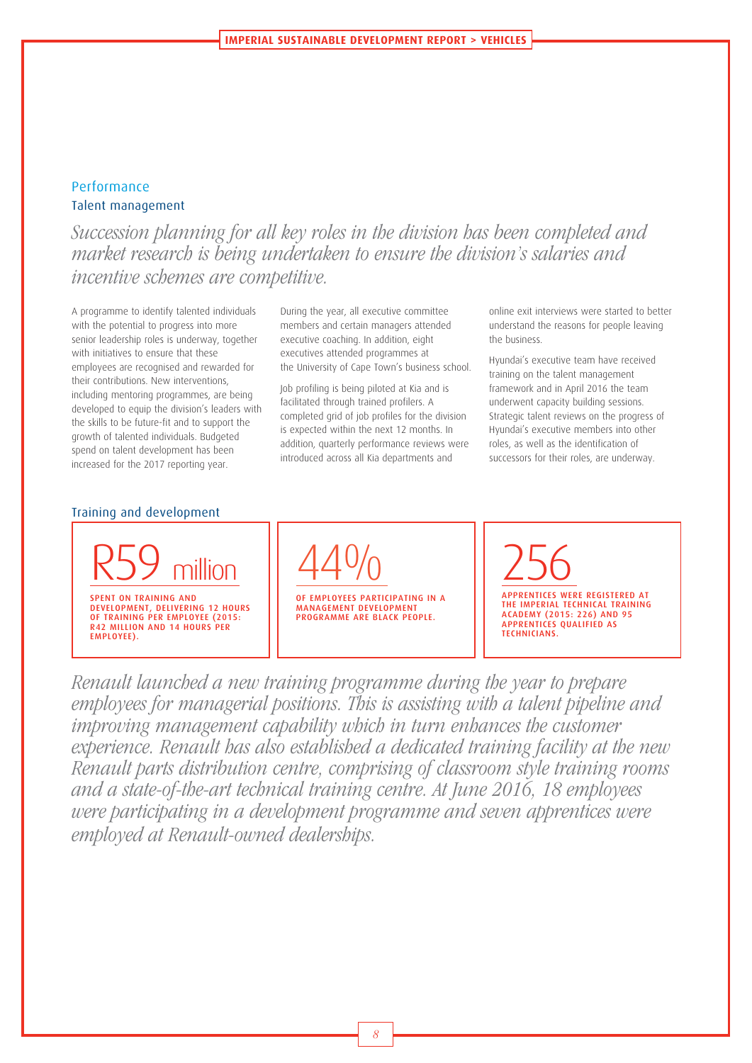## Performance

### Talent management

*Succession planning for all key roles in the division has been completed and market research is being undertaken to ensure the division's salaries and incentive schemes are competitive.*

A programme to identify talented individuals with the potential to progress into more senior leadership roles is underway, together with initiatives to ensure that these employees are recognised and rewarded for their contributions. New interventions, including mentoring programmes, are being developed to equip the division's leaders with the skills to be future-fit and to support the growth of talented individuals. Budgeted spend on talent development has been increased for the 2017 reporting year.

During the year, all executive committee members and certain managers attended executive coaching. In addition, eight executives attended programmes at the University of Cape Town's business school.

Job profiling is being piloted at Kia and is facilitated through trained profilers. A completed grid of job profiles for the division is expected within the next 12 months. In addition, quarterly performance reviews were introduced across all Kia departments and online exit interviews were started to better understand the reasons for people leaving the business.

Hyundai's executive team have received training on the talent management framework and in April 2016 the team underwent capacity building sessions. Strategic talent reviews on the progress of Hyundai's executive members into other roles, as well as the identification of successors for their roles, are underway.

### Training and development

**R59 million**

SPENT ON TRAINING AND DEVELOPMENT, DELIVERING 12 HOURS OF TRAINING PER EMPLOYEE (2015: R42 MILLION AND 14 HOURS PER EMPLOYEE).

**44%**

OF EMPLOYEES PARTICIPATING IN A MANAGEMENT DEVELOPMENT PROGRAMME ARE BLACK PEOPLE.

**256**

APPRENTICES WERE REGISTERED AT THE IMPERIAL TECHNICAL TRAINING ACADEMY (2015: 226) AND 95 APPRENTICES QUALIFIED AS TECHNICIANS.

*Renault launched a new training programme during the year to prepare employees for managerial positions. This is assisting with a talent pipeline and improving management capability which in turn enhances the customer experience. Renault has also established a dedicated training facility at the new Renault parts distribution centre, comprising of classroom style training rooms and a state-of-the-art technical training centre. At June 2016, 18 employees were participating in a development programme and seven apprentices were employed at Renault-owned dealerships.*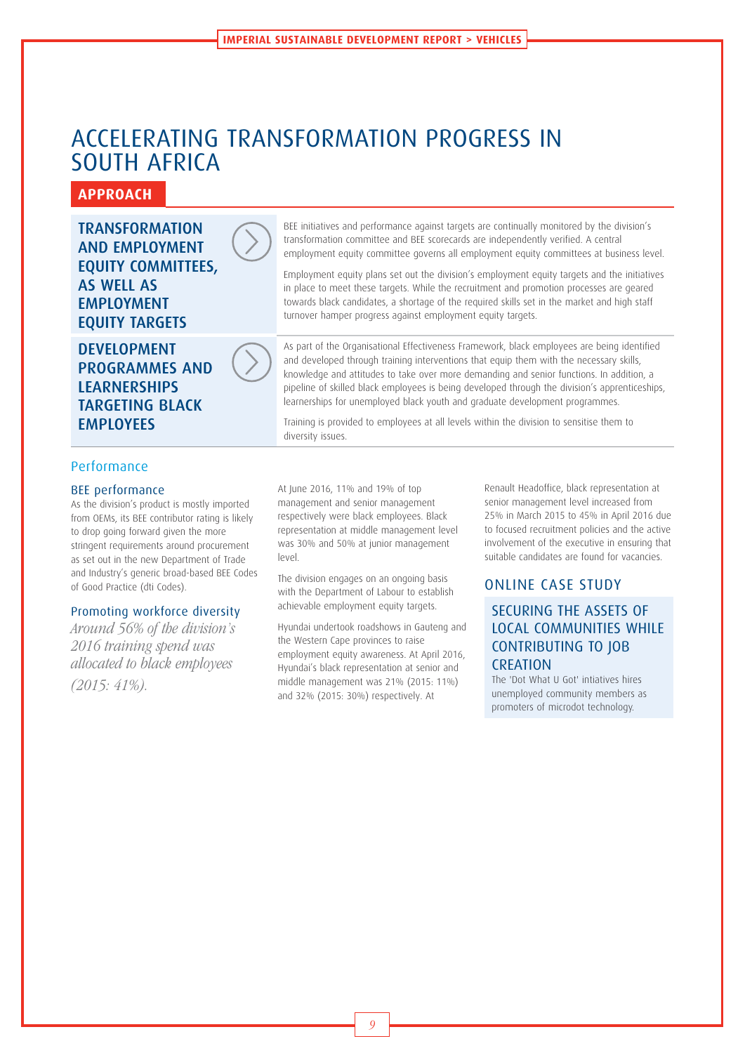# ACCELERATING TRANSFORMATION PROGRESS IN SOUTH AFRICA

## APPROACH

### TRANSFORMATION AND EMPLOYMENT EQUITY COMMITTEES, AS WELL AS EMPLOYMENT EQUITY TARGETS

BEE initiatives and performance against targets are continually monitored by the division's transformation committee and BEE scorecards are independently verified. A central employment equity committee governs all employment equity committees at business level.

Employment equity plans set out the division's employment equity targets and the initiatives in place to meet these targets. While the recruitment and promotion processes are geared towards black candidates, a shortage of the required skills set in the market and high staff turnover hamper progress against employment equity targets.

### DEVELOPMENT PROGRAMMES AND LEARNERSHIPS TARGETING BLACK EMPLOYEES

As part of the Organisational Effectiveness Framework, black employees are being identified and developed through training interventions that equip them with the necessary skills, knowledge and attitudes to take over more demanding and senior functions. In addition, a pipeline of skilled black employees is being developed through the division's apprenticeships, learnerships for unemployed black youth and graduate development programmes.

Training is provided to employees at all levels within the division to sensitise them to diversity issues.

## Performance

### BEE performance

As the division's product is mostly imported from OEMs, its BEE contributor rating is likely to drop going forward given the more stringent requirements around procurement as set out in the new Department of Trade and Industry's generic broad-based BEE Codes of Good Practice (dti Codes).

### Promoting workforce diversity

*Around 56% of the division's 2016 training spend was allocated to black employees (2015: 41%).*

At June 2016, 11% and 19% of top management and senior management respectively were black employees. Black representation at middle management level was 30% and 50% at junior management level.

The division engages on an ongoing basis with the Department of Labour to establish achievable employment equity targets.

Hyundai undertook roadshows in Gauteng and the Western Cape provinces to raise employment equity awareness. At April 2016, Hyundai's black representation at senior and middle management was 21% (2015: 11%) and 32% (2015: 30%) respectively. At Renault Headoffice, black representation at senior management level increased from 25% in March 2015 to 45% in April 2016 due to focused recruitment policies and the active involvement of the executive in ensuring that suitable candidates are found for vacancies.

## ONLINE CASE STUDY

### SECURING THE ASSETS OF LOCAL COMMUNITIES WHILE CONTRIBUTING TO JOB CREATION

The 'Dot What U Got' intiatives hires unemployed community members as promoters of microdot technology.